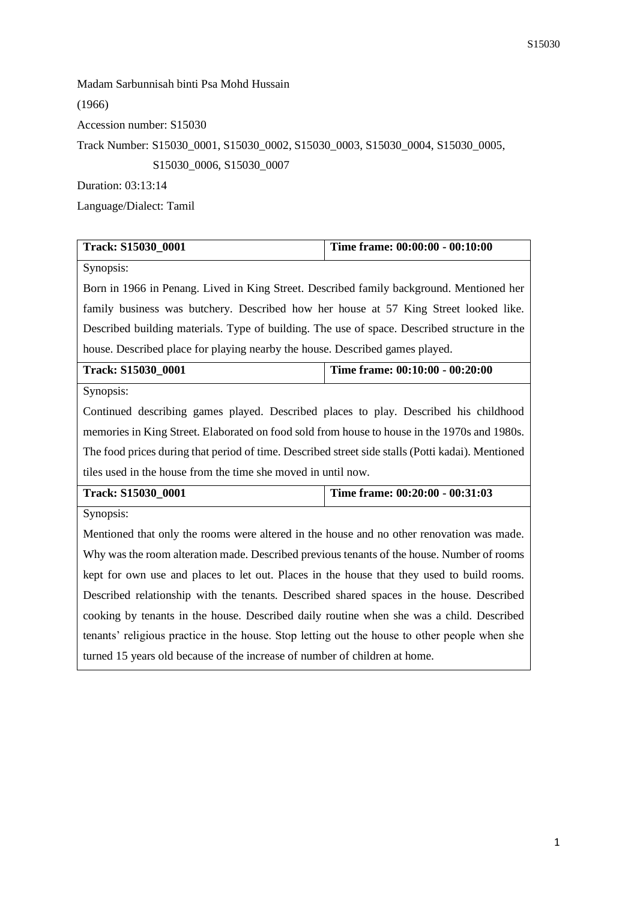Madam Sarbunnisah binti Psa Mohd Hussain

(1966)

Accession number: S15030

Track Number: S15030_0001, S15030_0002, S15030_0003, S15030_0004, S15030_0005, S15030_0006, S15030_0007

Duration: 03:13:14

Language/Dialect: Tamil

| Track: S15030_0001 | Time frame: 00:00:00 - 00:10:00 |
|---|---|
| Synopsis:<br>Born in 1966 in Penang. Lived in King Street. Described family background. Mentioned her family business was butchery. Described how her house at 57 King Street looked like. Described building materials. Type of building. The use of space. Described structure in the house. Described place for playing nearby the house. Described games played. | |
| **Track: S15030_0001** | **Time frame: 00:10:00 - 00:20:00** |
| Synopsis:<br>Continued describing games played. Described places to play. Described his childhood memories in King Street. Elaborated on food sold from house to house in the 1970s and 1980s. The food prices during that period of time. Described street side stalls (Potti kadai). Mentioned tiles used in the house from the time she moved in until now. | |
| **Track: S15030_0001** | **Time frame: 00:20:00 - 00:31:03** |
| Synopsis:<br>Mentioned that only the rooms were altered in the house and no other renovation was made. Why was the room alteration made. Described previous tenants of the house. Number of rooms kept for own use and places to let out. Places in the house that they used to build rooms. Described relationship with the tenants. Described shared spaces in the house. Described cooking by tenants in the house. Described daily routine when she was a child. Described tenants' religious practice in the house. Stop letting out the house to other people when she turned 15 years old because of the increase of number of children at home. | |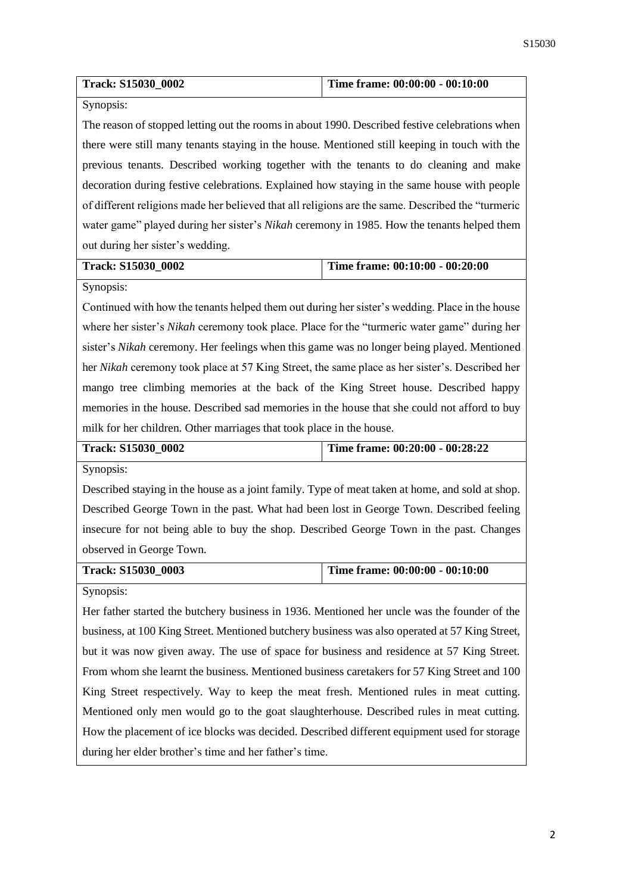| **Track: S15030_0002** | **Time frame: 00:00:00 - 00:10:00** |
|---|---|
| Synopsis: | |
| The reason of stopped letting out the rooms in about 1990. Described festive celebrations when there were still many tenants staying in the house. Mentioned still keeping in touch with the previous tenants. Described working together with the tenants to do cleaning and make decoration during festive celebrations. Explained how staying in the same house with people of different religions made her believed that all religions are the same. Described the "turmeric water game" played during her sister's *Nikah* ceremony in 1985. How the tenants helped them out during her sister's wedding. | |
| **Track: S15030_0002** | **Time frame: 00:10:00 - 00:20:00** |
| Synopsis: | |
| Continued with how the tenants helped them out during her sister's wedding. Place in the house where her sister's *Nikah* ceremony took place. Place for the "turmeric water game" during her sister's *Nikah* ceremony. Her feelings when this game was no longer being played. Mentioned her *Nikah* ceremony took place at 57 King Street, the same place as her sister's. Described her mango tree climbing memories at the back of the King Street house. Described happy memories in the house. Described sad memories in the house that she could not afford to buy milk for her children. Other marriages that took place in the house. | |
| **Track: S15030_0002** | **Time frame: 00:20:00 - 00:28:22** |
| Synopsis: | |
| Described staying in the house as a joint family. Type of meat taken at home, and sold at shop. Described George Town in the past. What had been lost in George Town. Described feeling insecure for not being able to buy the shop. Described George Town in the past. Changes observed in George Town. | |
| **Track: S15030_0003** | **Time frame: 00:00:00 - 00:10:00** |
| Synopsis: | |
| Her father started the butchery business in 1936. Mentioned her uncle was the founder of the business, at 100 King Street. Mentioned butchery business was also operated at 57 King Street, but it was now given away. The use of space for business and residence at 57 King Street. From whom she learnt the business. Mentioned business caretakers for 57 King Street and 100 King Street respectively. Way to keep the meat fresh. Mentioned rules in meat cutting. Mentioned only men would go to the goat slaughterhouse. Described rules in meat cutting. How the placement of ice blocks was decided. Described different equipment used for storage during her elder brother's time and her father's time. | |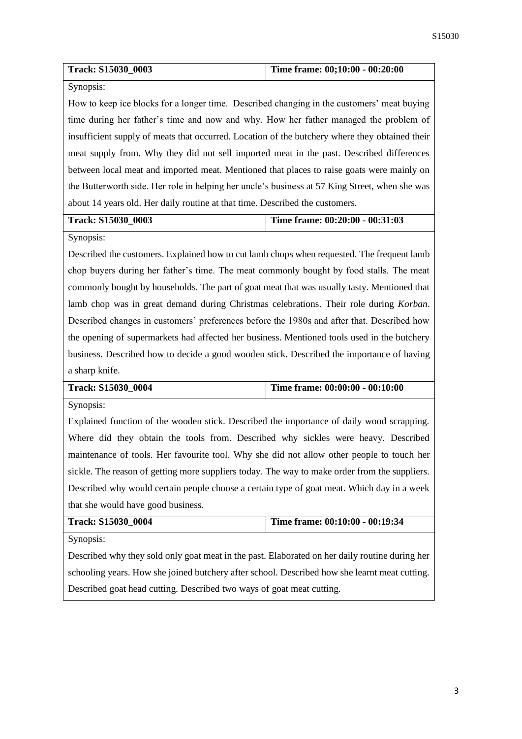| Track: S15030_0003 | Time frame: 00;10:00 - 00:20:00 |
|---|---|
| Synopsis: | |
| How to keep ice blocks for a longer time. Described changing in the customers' meat buying time during her father's time and now and why. How her father managed the problem of insufficient supply of meats that occurred. Location of the butchery where they obtained their meat supply from. Why they did not sell imported meat in the past. Described differences between local meat and imported meat. Mentioned that places to raise goats were mainly on the Butterworth side. Her role in helping her uncle's business at 57 King Street, when she was about 14 years old. Her daily routine at that time. Described the customers. | |

| Track: S15030_0003 | Time frame: 00:20:00 - 00:31:03 |
|---|---|
| Synopsis: | |
| Described the customers. Explained how to cut lamb chops when requested. The frequent lamb chop buyers during her father's time. The meat commonly bought by food stalls. The meat commonly bought by households. The part of goat meat that was usually tasty. Mentioned that lamb chop was in great demand during Christmas celebrations. Their role during *Korban*. Described changes in customers' preferences before the 1980s and after that. Described how the opening of supermarkets had affected her business. Mentioned tools used in the butchery business. Described how to decide a good wooden stick. Described the importance of having a sharp knife. | |

| Track: S15030_0004 | Time frame: 00:00:00 - 00:10:00 |
|---|---|
| Synopsis: | |
| Explained function of the wooden stick. Described the importance of daily wood scrapping. Where did they obtain the tools from. Described why sickles were heavy. Described maintenance of tools. Her favourite tool. Why she did not allow other people to touch her sickle. The reason of getting more suppliers today. The way to make order from the suppliers. Described why would certain people choose a certain type of goat meat. Which day in a week that she would have good business. | |

| Track: S15030_0004 | Time frame: 00:10:00 - 00:19:34 |
|---|---|
| Synopsis: | |
| Described why they sold only goat meat in the past. Elaborated on her daily routine during her schooling years. How she joined butchery after school. Described how she learnt meat cutting. Described goat head cutting. Described two ways of goat meat cutting. | |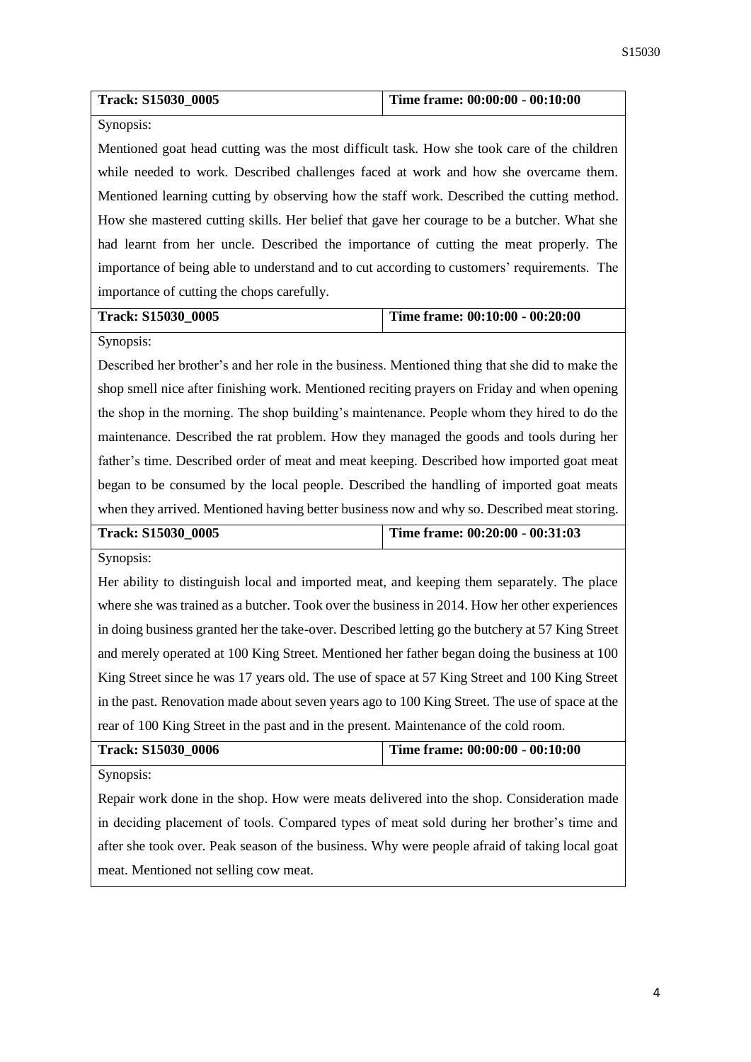| **Track: S15030_0005** | **Time frame: 00:00:00 - 00:10:00** |
|---|---|
| Synopsis: | |
| Mentioned goat head cutting was the most difficult task. How she took care of the children while needed to work. Described challenges faced at work and how she overcame them. Mentioned learning cutting by observing how the staff work. Described the cutting method. How she mastered cutting skills. Her belief that gave her courage to be a butcher. What she had learnt from her uncle. Described the importance of cutting the meat properly. The importance of being able to understand and to cut according to customers' requirements. The importance of cutting the chops carefully. | |

| **Track: S15030_0005** | **Time frame: 00:10:00 - 00:20:00** |
|---|---|
| Synopsis: | |
| Described her brother's and her role in the business. Mentioned thing that she did to make the shop smell nice after finishing work. Mentioned reciting prayers on Friday and when opening the shop in the morning. The shop building's maintenance. People whom they hired to do the maintenance. Described the rat problem. How they managed the goods and tools during her father's time. Described order of meat and meat keeping. Described how imported goat meat began to be consumed by the local people. Described the handling of imported goat meats when they arrived. Mentioned having better business now and why so. Described meat storing. | |

| **Track: S15030_0005** | **Time frame: 00:20:00 - 00:31:03** |
|---|---|
| Synopsis: | |
| Her ability to distinguish local and imported meat, and keeping them separately. The place where she was trained as a butcher. Took over the business in 2014. How her other experiences in doing business granted her the take-over. Described letting go the butchery at 57 King Street and merely operated at 100 King Street. Mentioned her father began doing the business at 100 King Street since he was 17 years old. The use of space at 57 King Street and 100 King Street in the past. Renovation made about seven years ago to 100 King Street. The use of space at the rear of 100 King Street in the past and in the present. Maintenance of the cold room. | |

| **Track: S15030_0006** | **Time frame: 00:00:00 - 00:10:00** |
|---|---|
| Synopsis: | |
| Repair work done in the shop. How were meats delivered into the shop. Consideration made in deciding placement of tools. Compared types of meat sold during her brother's time and after she took over. Peak season of the business. Why were people afraid of taking local goat meat. Mentioned not selling cow meat. | |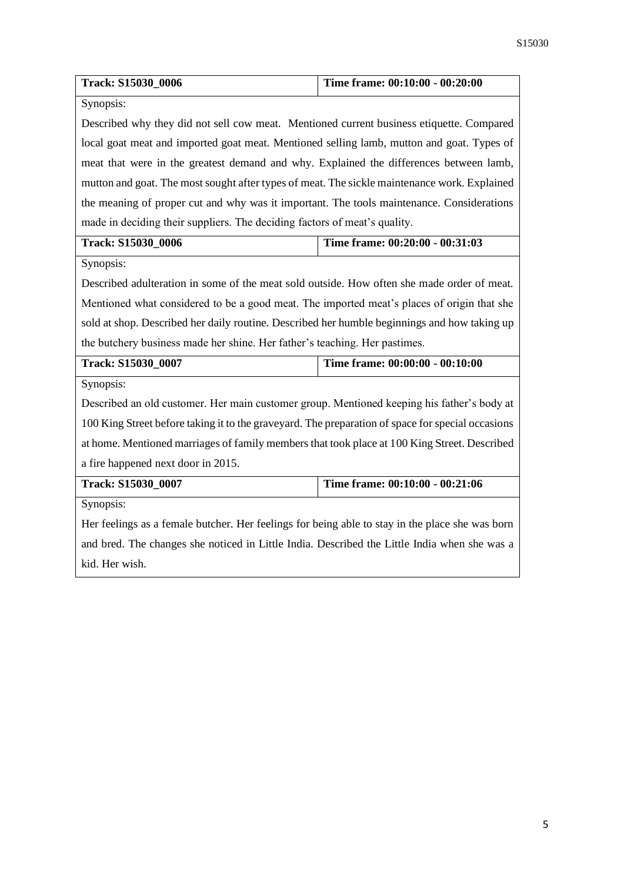| **Track: S15030_0006** | **Time frame: 00:10:00 - 00:20:00** |
|---|---|
| Synopsis: | |
| Described why they did not sell cow meat. Mentioned current business etiquette. Compared local goat meat and imported goat meat. Mentioned selling lamb, mutton and goat. Types of meat that were in the greatest demand and why. Explained the differences between lamb, mutton and goat. The most sought after types of meat. The sickle maintenance work. Explained the meaning of proper cut and why was it important. The tools maintenance. Considerations made in deciding their suppliers. The deciding factors of meat's quality. | |
| **Track: S15030_0006** | **Time frame: 00:20:00 - 00:31:03** |
| Synopsis: | |
| Described adulteration in some of the meat sold outside. How often she made order of meat. Mentioned what considered to be a good meat. The imported meat's places of origin that she sold at shop. Described her daily routine. Described her humble beginnings and how taking up the butchery business made her shine. Her father's teaching. Her pastimes. | |
| **Track: S15030_0007** | **Time frame: 00:00:00 - 00:10:00** |
| Synopsis: | |
| Described an old customer. Her main customer group. Mentioned keeping his father's body at 100 King Street before taking it to the graveyard. The preparation of space for special occasions at home. Mentioned marriages of family members that took place at 100 King Street. Described a fire happened next door in 2015. | |
| **Track: S15030_0007** | **Time frame: 00:10:00 - 00:21:06** |
| Synopsis: | |
| Her feelings as a female butcher. Her feelings for being able to stay in the place she was born and bred. The changes she noticed in Little India. Described the Little India when she was a kid. Her wish. | |